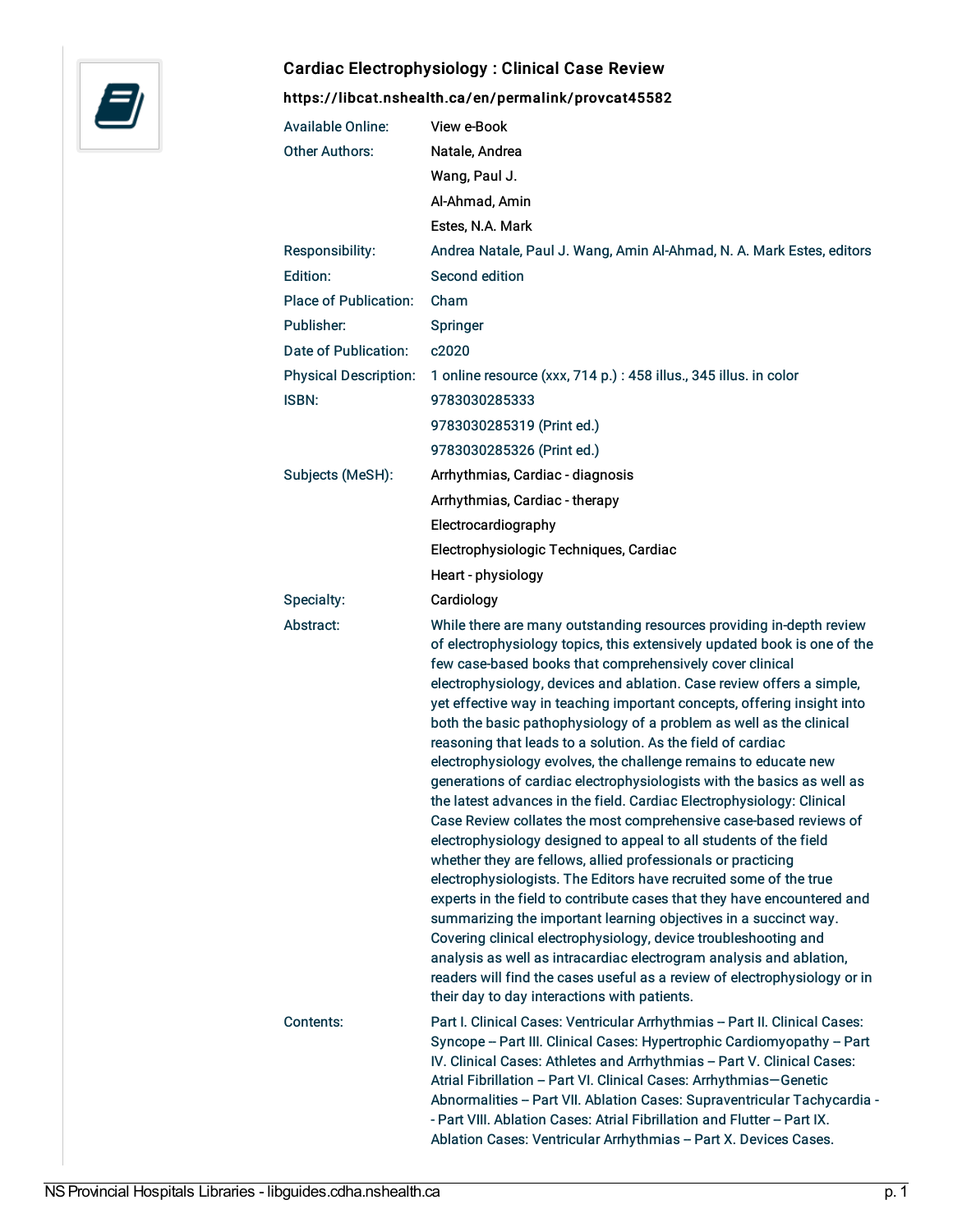# Cardiac Electrophysiology : Clinical Case Review

**https://libcat.nshealth.ca/en/permalink/provcat45582**

| | |
|---|---|
| Available Online: | View e-Book |
| Other Authors: | Natale, Andrea |
| | Wang, Paul J. |
| | Al-Ahmad, Amin |
| | Estes, N.A. Mark |
| Responsibility: | Andrea Natale, Paul J. Wang, Amin Al-Ahmad, N. A. Mark Estes, editors |
| Edition: | Second edition |
| Place of Publication: | Cham |
| Publisher: | Springer |
| Date of Publication: | c2020 |
| Physical Description: | 1 online resource (xxx, 714 p.) : 458 illus., 345 illus. in color |
| ISBN: | 9783030285333 |
| | 9783030285319 (Print ed.) |
| | 9783030285326 (Print ed.) |
| Subjects (MeSH): | Arrhythmias, Cardiac - diagnosis |
| | Arrhythmias, Cardiac - therapy |
| | Electrocardiography |
| | Electrophysiologic Techniques, Cardiac |
| | Heart - physiology |
| Specialty: | Cardiology |
| Abstract: | While there are many outstanding resources providing in-depth review of electrophysiology topics, this extensively updated book is one of the few case-based books that comprehensively cover clinical electrophysiology, devices and ablation. Case review offers a simple, yet effective way in teaching important concepts, offering insight into both the basic pathophysiology of a problem as well as the clinical reasoning that leads to a solution. As the field of cardiac electrophysiology evolves, the challenge remains to educate new generations of cardiac electrophysiologists with the basics as well as the latest advances in the field. Cardiac Electrophysiology: Clinical Case Review collates the most comprehensive case-based reviews of electrophysiology designed to appeal to all students of the field whether they are fellows, allied professionals or practicing electrophysiologists. The Editors have recruited some of the true experts in the field to contribute cases that they have encountered and summarizing the important learning objectives in a succinct way. Covering clinical electrophysiology, device troubleshooting and analysis as well as intracardiac electrogram analysis and ablation, readers will find the cases useful as a review of electrophysiology or in their day to day interactions with patients. |
| Contents: | Part I. Clinical Cases: Ventricular Arrhythmias -- Part II. Clinical Cases: Syncope -- Part III. Clinical Cases: Hypertrophic Cardiomyopathy -- Part IV. Clinical Cases: Athletes and Arrhythmias -- Part V. Clinical Cases: Atrial Fibrillation -- Part VI. Clinical Cases: Arrhythmias—Genetic Abnormalities -- Part VII. Ablation Cases: Supraventricular Tachycardia -- Part VIII. Ablation Cases: Atrial Fibrillation and Flutter -- Part IX. Ablation Cases: Ventricular Arrhythmias -- Part X. Devices Cases. |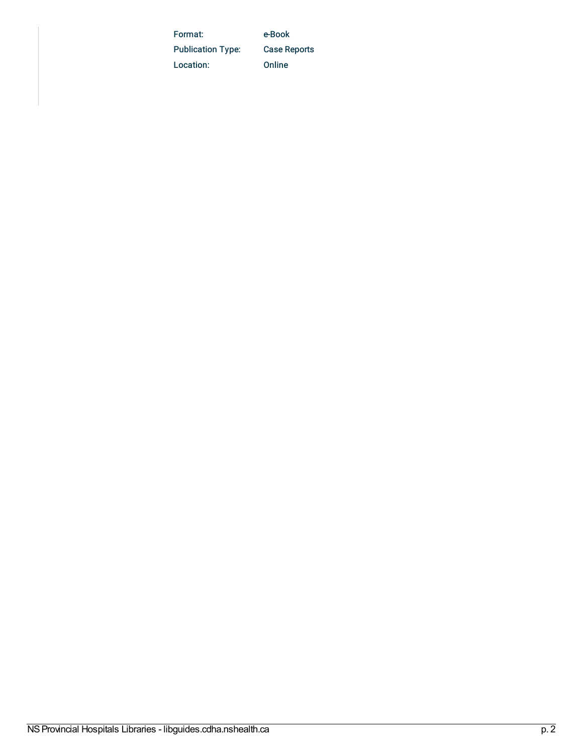| | |
|---|---|
| Format: | e-Book |
| Publication Type: | Case Reports |
| Location: | Online |